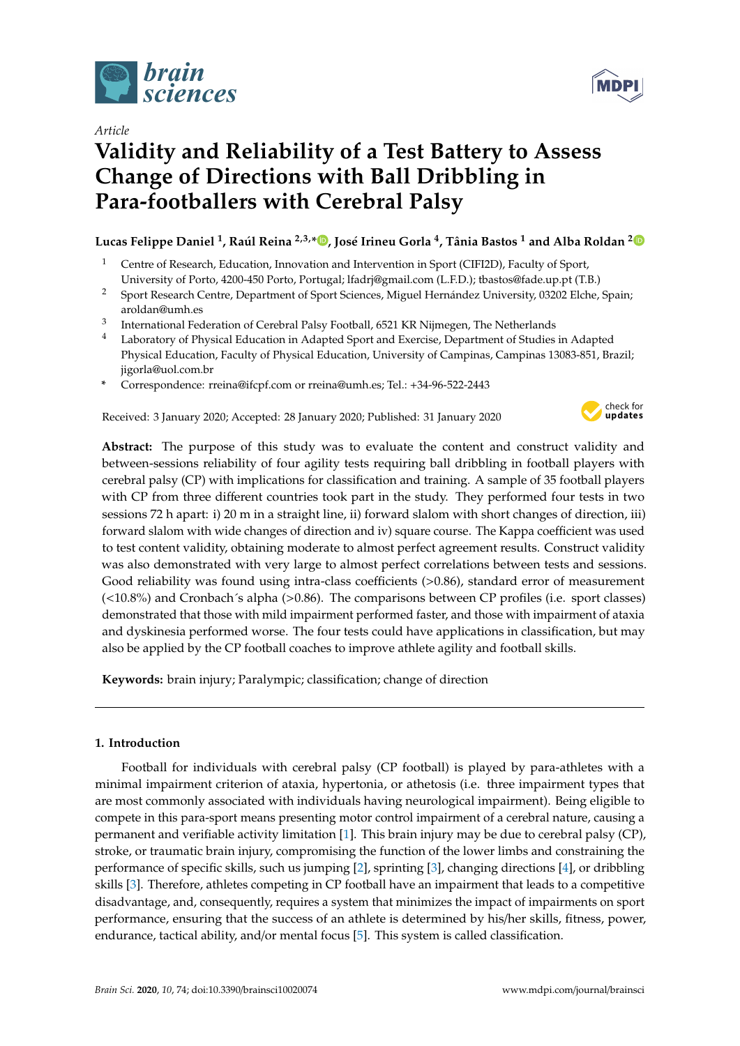*Article*

# Validity and Reliability of a Test Battery to Assess Change of Directions with Ball Dribbling in Para-footballers with Cerebral Palsy

**Lucas Felipe Daniel [1], Raúl Reina [2,3,*], José Irineu Gorla [4], Tânia Bastos [1] and Alba Roldan [2]**

[1] Centre of Research, Education, Innovation and Intervention in Sport (CIFI2D), Faculty of Sport, University of Porto, 4200-450 Porto, Portugal; lfadrj@gmail.com (L.F.D.); tbastos@fade.up.pt (T.B.)

[2] Sport Research Centre, Department of Sport Sciences, Miguel Hernández University, 03202 Elche, Spain; aroldan@umh.es

[3] International Federation of Cerebral Palsy Football, 6521 KR Nijmegen, The Netherlands

[4] Laboratory of Physical Education in Adapted Sport and Exercise, Department of Studies in Adapted Physical Education, Faculty of Physical Education, University of Campinas, Campinas 13083-851, Brazil; jigorla@uol.com.br

* Correspondence: rreina@ifcpf.com or rreina@umh.es; Tel.: +34-96-522-2443

Received: 3 January 2020; Accepted: 28 January 2020; Published: 31 January 2020

**Abstract:** The purpose of this study was to evaluate the content and construct validity and between-sessions reliability of four agility tests requiring ball dribbling in football players with cerebral palsy (CP) with implications for classification and training. A sample of 35 football players with CP from three different countries took part in the study. They performed four tests in two sessions 72 h apart: i) 20 m in a straight line, ii) forward slalom with short changes of direction, iii) forward slalom with wide changes of direction and iv) square course. The Kappa coefficient was used to test content validity, obtaining moderate to almost perfect agreement results. Construct validity was also demonstrated with very large to almost perfect correlations between tests and sessions. Good reliability was found using intra-class coefficients (>0.86), standard error of measurement (<10.8%) and Cronbach´s alpha (>0.86). The comparisons between CP profiles (i.e. sport classes) demonstrated that those with mild impairment performed faster, and those with impairment of ataxia and dyskinesia performed worse. The four tests could have applications in classification, but may also be applied by the CP football coaches to improve athlete agility and football skills.

**Keywords:** brain injury; Paralympic; classification; change of direction

## 1. Introduction

Football for individuals with cerebral palsy (CP football) is played by para-athletes with a minimal impairment criterion of ataxia, hypertonia, or athetosis (i.e. three impairment types that are most commonly associated with individuals having neurological impairment). Being eligible to compete in this para-sport means presenting motor control impairment of a cerebral nature, causing a permanent and verifiable activity limitation [1]. This brain injury may be due to cerebral palsy (CP), stroke, or traumatic brain injury, compromising the function of the lower limbs and constraining the performance of specific skills, such us jumping [2], sprinting [3], changing directions [4], or dribbling skills [3]. Therefore, athletes competing in CP football have an impairment that leads to a competitive disadvantage, and, consequently, requires a system that minimizes the impact of impairments on sport performance, ensuring that the success of an athlete is determined by his/her skills, fitness, power, endurance, tactical ability, and/or mental focus [5]. This system is called classification.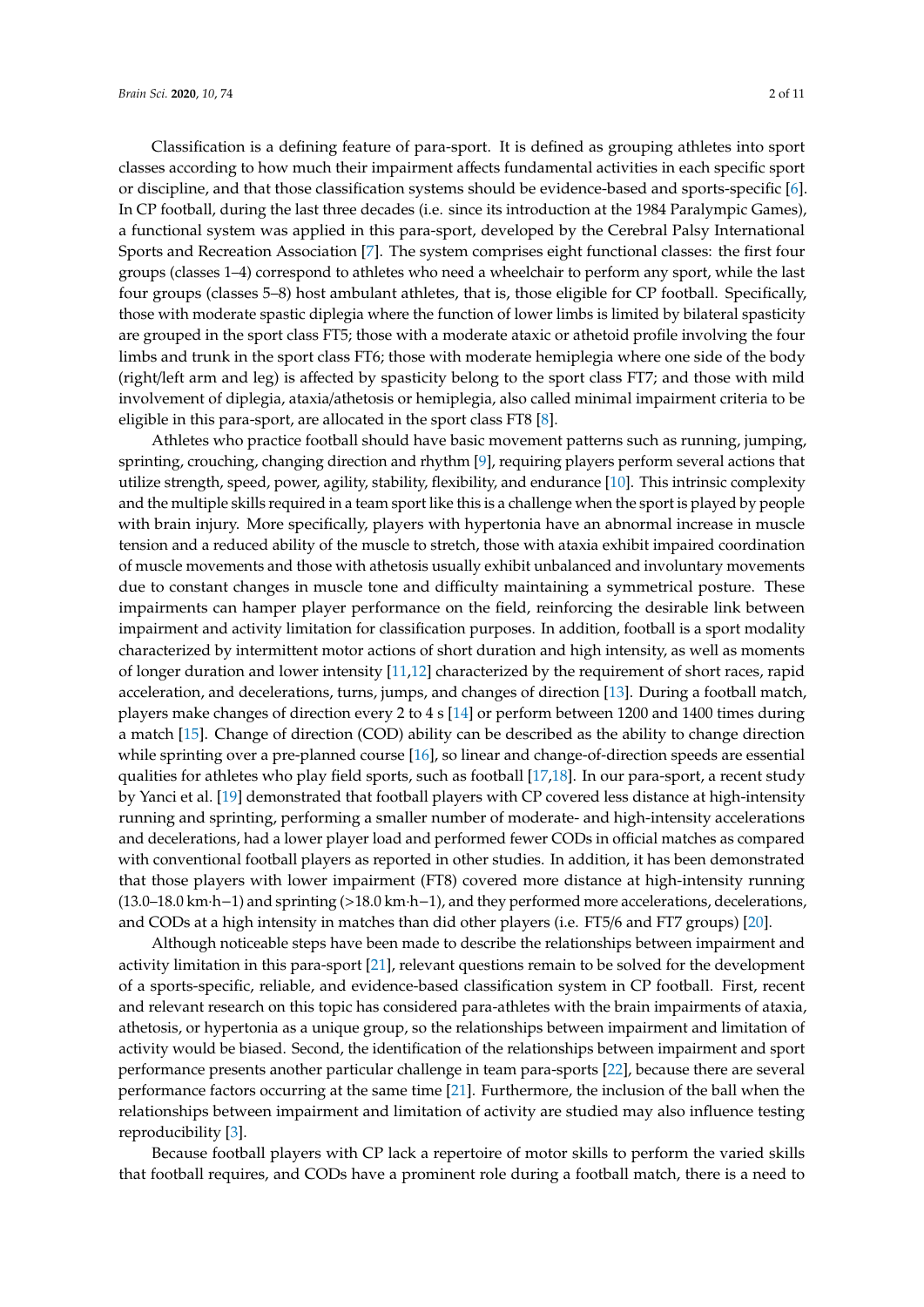Classification is a defining feature of para-sport. It is defined as grouping athletes into sport classes according to how much their impairment affects fundamental activities in each specific sport or discipline, and that those classification systems should be evidence-based and sports-specific [6]. In CP football, during the last three decades (i.e. since its introduction at the 1984 Paralympic Games), a functional system was applied in this para-sport, developed by the Cerebral Palsy International Sports and Recreation Association [7]. The system comprises eight functional classes: the first four groups (classes 1–4) correspond to athletes who need a wheelchair to perform any sport, while the last four groups (classes 5–8) host ambulant athletes, that is, those eligible for CP football. Specifically, those with moderate spastic diplegia where the function of lower limbs is limited by bilateral spasticity are grouped in the sport class FT5; those with a moderate ataxic or athetoid profile involving the four limbs and trunk in the sport class FT6; those with moderate hemiplegia where one side of the body (right/left arm and leg) is affected by spasticity belong to the sport class FT7; and those with mild involvement of diplegia, ataxia/athetosis or hemiplegia, also called minimal impairment criteria to be eligible in this para-sport, are allocated in the sport class FT8 [8].

Athletes who practice football should have basic movement patterns such as running, jumping, sprinting, crouching, changing direction and rhythm [9], requiring players perform several actions that utilize strength, speed, power, agility, stability, flexibility, and endurance [10]. This intrinsic complexity and the multiple skills required in a team sport like this is a challenge when the sport is played by people with brain injury. More specifically, players with hypertonia have an abnormal increase in muscle tension and a reduced ability of the muscle to stretch, those with ataxia exhibit impaired coordination of muscle movements and those with athetosis usually exhibit unbalanced and involuntary movements due to constant changes in muscle tone and difficulty maintaining a symmetrical posture. These impairments can hamper player performance on the field, reinforcing the desirable link between impairment and activity limitation for classification purposes. In addition, football is a sport modality characterized by intermittent motor actions of short duration and high intensity, as well as moments of longer duration and lower intensity [11,12] characterized by the requirement of short races, rapid acceleration, and decelerations, turns, jumps, and changes of direction [13]. During a football match, players make changes of direction every 2 to 4 s [14] or perform between 1200 and 1400 times during a match [15]. Change of direction (COD) ability can be described as the ability to change direction while sprinting over a pre-planned course [16], so linear and change-of-direction speeds are essential qualities for athletes who play field sports, such as football [17,18]. In our para-sport, a recent study by Yanci et al. [19] demonstrated that football players with CP covered less distance at high-intensity running and sprinting, performing a smaller number of moderate- and high-intensity accelerations and decelerations, had a lower player load and performed fewer CODs in official matches as compared with conventional football players as reported in other studies. In addition, it has been demonstrated that those players with lower impairment (FT8) covered more distance at high-intensity running (13.0–18.0 km·h−1) and sprinting (>18.0 km·h−1), and they performed more accelerations, decelerations, and CODs at a high intensity in matches than did other players (i.e. FT5/6 and FT7 groups) [20].

Although noticeable steps have been made to describe the relationships between impairment and activity limitation in this para-sport [21], relevant questions remain to be solved for the development of a sports-specific, reliable, and evidence-based classification system in CP football. First, recent and relevant research on this topic has considered para-athletes with the brain impairments of ataxia, athetosis, or hypertonia as a unique group, so the relationships between impairment and limitation of activity would be biased. Second, the identification of the relationships between impairment and sport performance presents another particular challenge in team para-sports [22], because there are several performance factors occurring at the same time [21]. Furthermore, the inclusion of the ball when the relationships between impairment and limitation of activity are studied may also influence testing reproducibility [3].

Because football players with CP lack a repertoire of motor skills to perform the varied skills that football requires, and CODs have a prominent role during a football match, there is a need to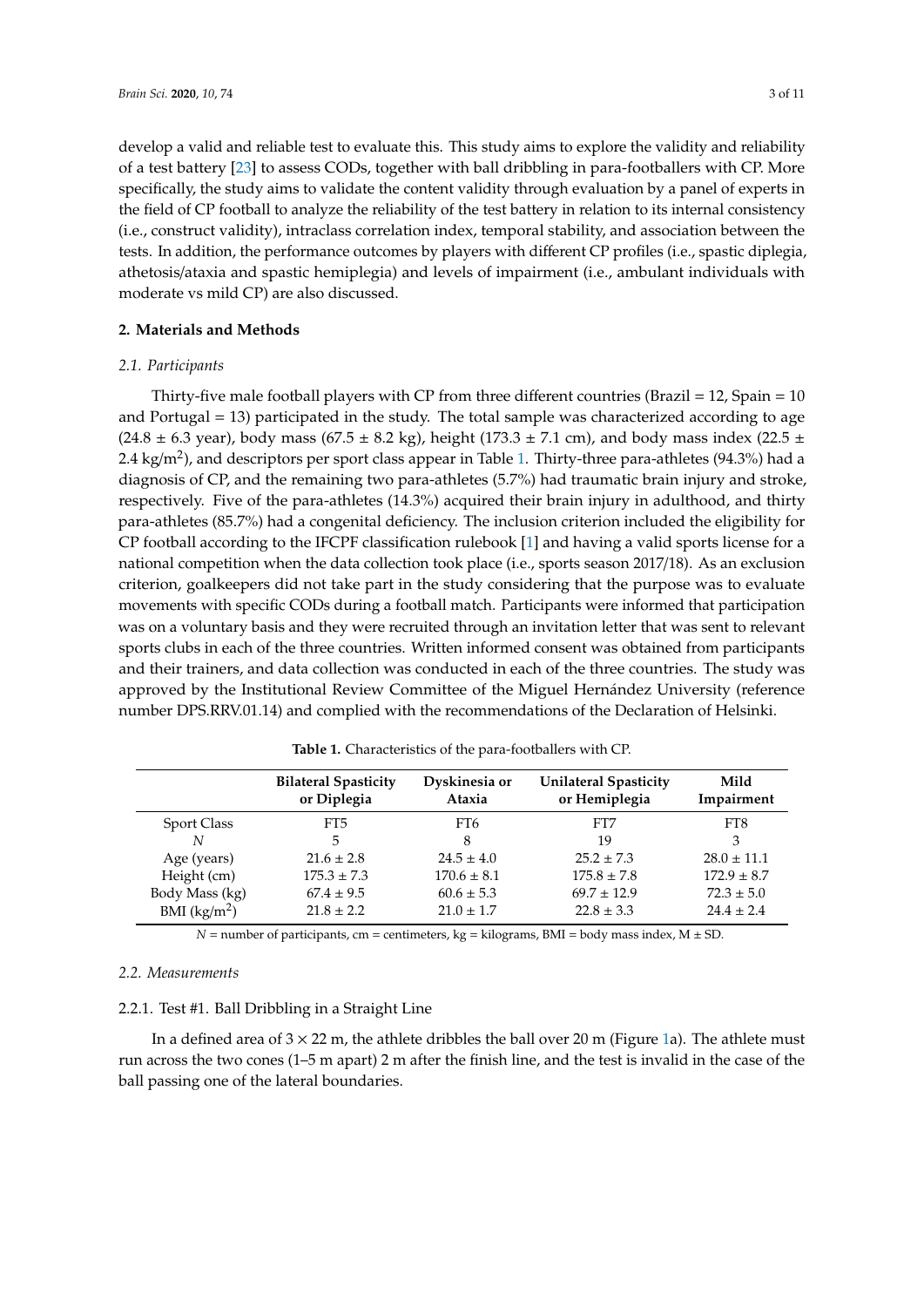develop a valid and reliable test to evaluate this. This study aims to explore the validity and reliability of a test battery [23] to assess CODs, together with ball dribbling in para-footballers with CP. More specifically, the study aims to validate the content validity through evaluation by a panel of experts in the field of CP football to analyze the reliability of the test battery in relation to its internal consistency (i.e., construct validity), intraclass correlation index, temporal stability, and association between the tests. In addition, the performance outcomes by players with different CP profiles (i.e., spastic diplegia, athetosis/ataxia and spastic hemiplegia) and levels of impairment (i.e., ambulant individuals with moderate vs mild CP) are also discussed.

## 2. Materials and Methods

### *2.1. Participants*

Thirty-five male football players with CP from three different countries (Brazil = 12, Spain = 10 and Portugal = 13) participated in the study. The total sample was characterized according to age (24.8 ± 6.3 year), body mass (67.5 ± 8.2 kg), height (173.3 ± 7.1 cm), and body mass index (22.5 ± 2.4 kg/m$^2$), and descriptors per sport class appear in Table 1. Thirty-three para-athletes (94.3%) had a diagnosis of CP, and the remaining two para-athletes (5.7%) had traumatic brain injury and stroke, respectively. Five of the para-athletes (14.3%) acquired their brain injury in adulthood, and thirty para-athletes (85.7%) had a congenital deficiency. The inclusion criterion included the eligibility for CP football according to the IFCPF classification rulebook [1] and having a valid sports license for a national competition when the data collection took place (i.e., sports season 2017/18). As an exclusion criterion, goalkeepers did not take part in the study considering that the purpose was to evaluate movements with specific CODs during a football match. Participants were informed that participation was on a voluntary basis and they were recruited through an invitation letter that was sent to relevant sports clubs in each of the three countries. Written informed consent was obtained from participants and their trainers, and data collection was conducted in each of the three countries. The study was approved by the Institutional Review Committee of the Miguel Hernández University (reference number DPS.RRV.01.14) and complied with the recommendations of the Declaration of Helsinki.

**Table 1.** Characteristics of the para-footballers with CP.

| | Bilateral Spasticity or Diplegia | Dyskinesia or Ataxia | Unilateral Spasticity or Hemiplegia | Mild Impairment |
|---|---|---|---|---|
| Sport Class | FT5 | FT6 | FT7 | FT8 |
| *N* | 5 | 8 | 19 | 3 |
| Age (years) | 21.6 ± 2.8 | 24.5 ± 4.0 | 25.2 ± 7.3 | 28.0 ± 11.1 |
| Height (cm) | 175.3 ± 7.3 | 170.6 ± 8.1 | 175.8 ± 7.8 | 172.9 ± 8.7 |
| Body Mass (kg) | 67.4 ± 9.5 | 60.6 ± 5.3 | 69.7 ± 12.9 | 72.3 ± 5.0 |
| BMI (kg/m$^2$) | 21.8 ± 2.2 | 21.0 ± 1.7 | 22.8 ± 3.3 | 24.4 ± 2.4 |

*N* = number of participants, cm = centimeters, kg = kilograms, BMI = body mass index, M ± SD.

### *2.2. Measurements*

#### 2.2.1. Test #1. Ball Dribbling in a Straight Line

In a defined area of 3 × 22 m, the athlete dribbles the ball over 20 m (Figure 1a). The athlete must run across the two cones (1–5 m apart) 2 m after the finish line, and the test is invalid in the case of the ball passing one of the lateral boundaries.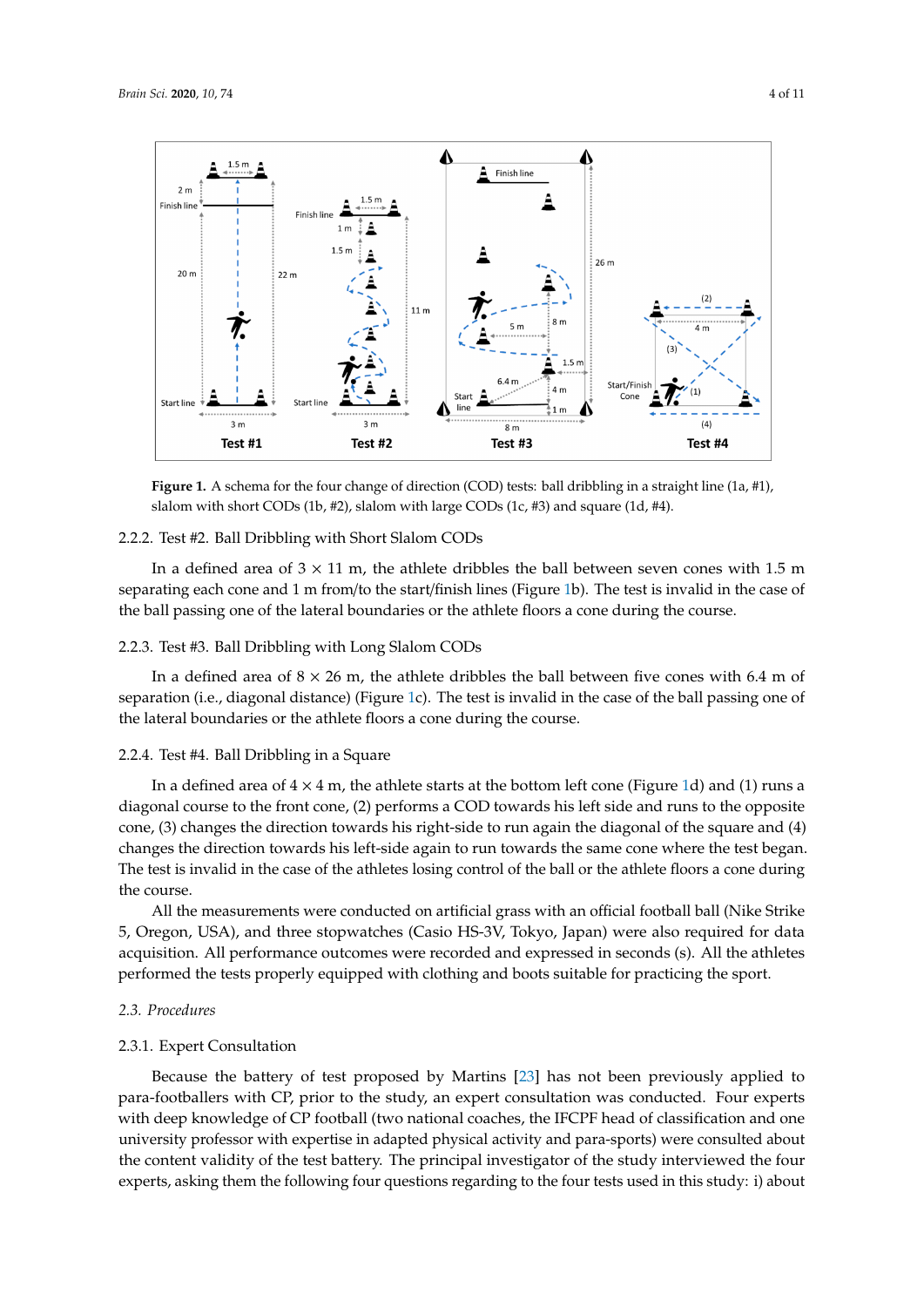**Figure 1.** A schema for the four change of direction (COD) tests: ball dribbling in a straight line (1a, #1), slalom with short CODs (1b, #2), slalom with large CODs (1c, #3) and square (1d, #4).

#### 2.2.2. Test #2. Ball Dribbling with Short Slalom CODs

In a defined area of 3 × 11 m, the athlete dribbles the ball between seven cones with 1.5 m separating each cone and 1 m from/to the start/finish lines (Figure 1b). The test is invalid in the case of the ball passing one of the lateral boundaries or the athlete floors a cone during the course.

#### 2.2.3. Test #3. Ball Dribbling with Long Slalom CODs

In a defined area of 8 × 26 m, the athlete dribbles the ball between five cones with 6.4 m of separation (i.e., diagonal distance) (Figure 1c). The test is invalid in the case of the ball passing one of the lateral boundaries or the athlete floors a cone during the course.

#### 2.2.4. Test #4. Ball Dribbling in a Square

In a defined area of 4 × 4 m, the athlete starts at the bottom left cone (Figure 1d) and (1) runs a diagonal course to the front cone, (2) performs a COD towards his left side and runs to the opposite cone, (3) changes the direction towards his right-side to run again the diagonal of the square and (4) changes the direction towards his left-side again to run towards the same cone where the test began. The test is invalid in the case of the athletes losing control of the ball or the athlete floors a cone during the course.

All the measurements were conducted on artificial grass with an official football ball (Nike Strike 5, Oregon, USA), and three stopwatches (Casio HS-3V, Tokyo, Japan) were also required for data acquisition. All performance outcomes were recorded and expressed in seconds (s). All the athletes performed the tests properly equipped with clothing and boots suitable for practicing the sport.

### 2.3. Procedures

#### 2.3.1. Expert Consultation

Because the battery of test proposed by Martins [23] has not been previously applied to para-footballers with CP, prior to the study, an expert consultation was conducted. Four experts with deep knowledge of CP football (two national coaches, the IFCPF head of classification and one university professor with expertise in adapted physical activity and para-sports) were consulted about the content validity of the test battery. The principal investigator of the study interviewed the four experts, asking them the following four questions regarding to the four tests used in this study: i) about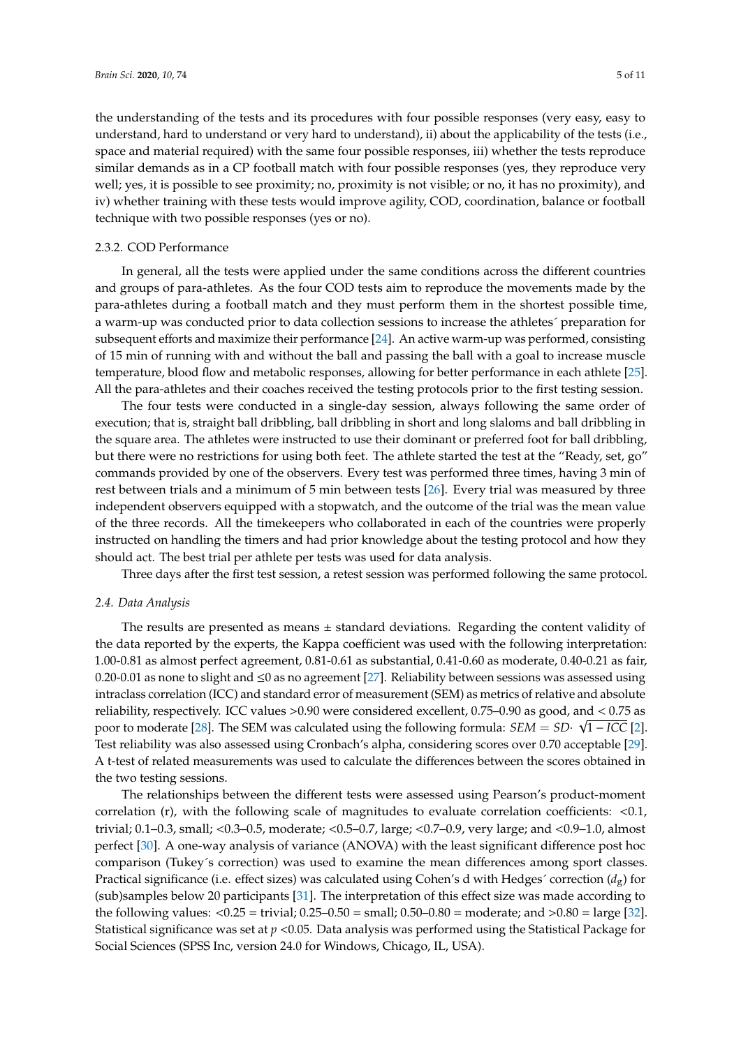the understanding of the tests and its procedures with four possible responses (very easy, easy to understand, hard to understand or very hard to understand), ii) about the applicability of the tests (i.e., space and material required) with the same four possible responses, iii) whether the tests reproduce similar demands as in a CP football match with four possible responses (yes, they reproduce very well; yes, it is possible to see proximity; no, proximity is not visible; or no, it has no proximity), and iv) whether training with these tests would improve agility, COD, coordination, balance or football technique with two possible responses (yes or no).

#### 2.3.2. COD Performance

In general, all the tests were applied under the same conditions across the different countries and groups of para-athletes. As the four COD tests aim to reproduce the movements made by the para-athletes during a football match and they must perform them in the shortest possible time, a warm-up was conducted prior to data collection sessions to increase the athletes´ preparation for subsequent efforts and maximize their performance [24]. An active warm-up was performed, consisting of 15 min of running with and without the ball and passing the ball with a goal to increase muscle temperature, blood flow and metabolic responses, allowing for better performance in each athlete [25]. All the para-athletes and their coaches received the testing protocols prior to the first testing session.

The four tests were conducted in a single-day session, always following the same order of execution; that is, straight ball dribbling, ball dribbling in short and long slaloms and ball dribbling in the square area. The athletes were instructed to use their dominant or preferred foot for ball dribbling, but there were no restrictions for using both feet. The athlete started the test at the "Ready, set, go" commands provided by one of the observers. Every test was performed three times, having 3 min of rest between trials and a minimum of 5 min between tests [26]. Every trial was measured by three independent observers equipped with a stopwatch, and the outcome of the trial was the mean value of the three records. All the timekeepers who collaborated in each of the countries were properly instructed on handling the timers and had prior knowledge about the testing protocol and how they should act. The best trial per athlete per tests was used for data analysis.

Three days after the first test session, a retest session was performed following the same protocol.

### *2.4. Data Analysis*

The results are presented as means ± standard deviations. Regarding the content validity of the data reported by the experts, the Kappa coefficient was used with the following interpretation: 1.00-0.81 as almost perfect agreement, 0.81-0.61 as substantial, 0.41-0.60 as moderate, 0.40-0.21 as fair, 0.20-0.01 as none to slight and ≤0 as no agreement [27]. Reliability between sessions was assessed using intraclass correlation (ICC) and standard error of measurement (SEM) as metrics of relative and absolute reliability, respectively. ICC values >0.90 were considered excellent, 0.75–0.90 as good, and < 0.75 as poor to moderate [28]. The SEM was calculated using the following formula: $SEM = SD \cdot \sqrt{1 - ICC}$ [2]. Test reliability was also assessed using Cronbach's alpha, considering scores over 0.70 acceptable [29]. A t-test of related measurements was used to calculate the differences between the scores obtained in the two testing sessions.

The relationships between the different tests were assessed using Pearson's product-moment correlation (r), with the following scale of magnitudes to evaluate correlation coefficients: <0.1, trivial; 0.1–0.3, small; <0.3–0.5, moderate; <0.5–0.7, large; <0.7–0.9, very large; and <0.9–1.0, almost perfect [30]. A one-way analysis of variance (ANOVA) with the least significant difference post hoc comparison (Tukey´s correction) was used to examine the mean differences among sport classes. Practical significance (i.e. effect sizes) was calculated using Cohen's d with Hedges´ correction ($d_g$) for (sub)samples below 20 participants [31]. The interpretation of this effect size was made according to the following values: <0.25 = trivial; 0.25–0.50 = small; 0.50–0.80 = moderate; and >0.80 = large [32]. Statistical significance was set at $p$ <0.05. Data analysis was performed using the Statistical Package for Social Sciences (SPSS Inc, version 24.0 for Windows, Chicago, IL, USA).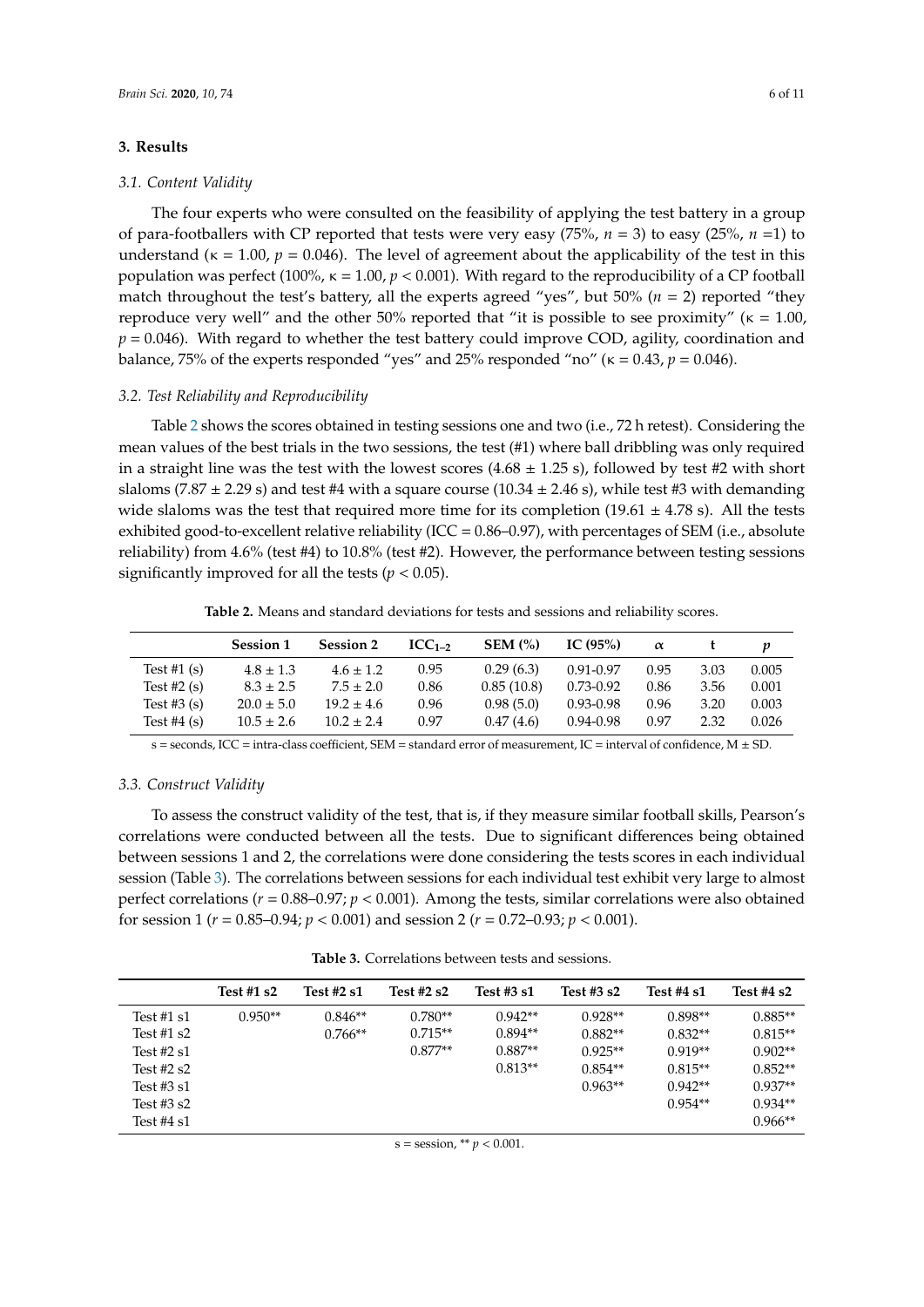## 3. Results

### 3.1. Content Validity

The four experts who were consulted on the feasibility of applying the test battery in a group of para-footballers with CP reported that tests were very easy (75%, $n = 3$) to easy (25%, $n = 1$) to understand ($\kappa = 1.00$, $p = 0.046$). The level of agreement about the applicability of the test in this population was perfect (100%, $\kappa = 1.00$, $p < 0.001$). With regard to the reproducibility of a CP football match throughout the test's battery, all the experts agreed "yes", but 50% ($n = 2$) reported "they reproduce very well" and the other 50% reported that "it is possible to see proximity" ($\kappa = 1.00$, $p = 0.046$). With regard to whether the test battery could improve COD, agility, coordination and balance, 75% of the experts responded "yes" and 25% responded "no" ($\kappa = 0.43$, $p = 0.046$).

### 3.2. Test Reliability and Reproducibility

Table 2 shows the scores obtained in testing sessions one and two (i.e., 72 h retest). Considering the mean values of the best trials in the two sessions, the test (#1) where ball dribbling was only required in a straight line was the test with the lowest scores (4.68 ± 1.25 s), followed by test #2 with short slaloms (7.87 ± 2.29 s) and test #4 with a square course (10.34 ± 2.46 s), while test #3 with demanding wide slaloms was the test that required more time for its completion (19.61 ± 4.78 s). All the tests exhibited good-to-excellent relative reliability (ICC = 0.86–0.97), with percentages of SEM (i.e., absolute reliability) from 4.6% (test #4) to 10.8% (test #2). However, the performance between testing sessions significantly improved for all the tests ($p < 0.05$).

**Table 2.** Means and standard deviations for tests and sessions and reliability scores.

| | Session 1 | Session 2 | $ICC_{1-2}$ | SEM (%) | IC (95%) | $\alpha$ | t | $p$ |
|---|---|---|---|---|---|---|---|---|
| Test #1 (s) | 4.8 ± 1.3 | 4.6 ± 1.2 | 0.95 | 0.29 (6.3) | 0.91-0.97 | 0.95 | 3.03 | 0.005 |
| Test #2 (s) | 8.3 ± 2.5 | 7.5 ± 2.0 | 0.86 | 0.85 (10.8) | 0.73-0.92 | 0.86 | 3.56 | 0.001 |
| Test #3 (s) | 20.0 ± 5.0 | 19.2 ± 4.6 | 0.96 | 0.98 (5.0) | 0.93-0.98 | 0.96 | 3.20 | 0.003 |
| Test #4 (s) | 10.5 ± 2.6 | 10.2 ± 2.4 | 0.97 | 0.47 (4.6) | 0.94-0.98 | 0.97 | 2.32 | 0.026 |

s = seconds, ICC = intra-class coefficient, SEM = standard error of measurement, IC = interval of confidence, M ± SD.

### 3.3. Construct Validity

To assess the construct validity of the test, that is, if they measure similar football skills, Pearson's correlations were conducted between all the tests. Due to significant differences being obtained between sessions 1 and 2, the correlations were done considering the tests scores in each individual session (Table 3). The correlations between sessions for each individual test exhibit very large to almost perfect correlations ($r = 0.88$–$0.97$; $p < 0.001$). Among the tests, similar correlations were also obtained for session 1 ($r = 0.85$–$0.94$; $p < 0.001$) and session 2 ($r = 0.72$–$0.93$; $p < 0.001$).

**Table 3.** Correlations between tests and sessions.

| | Test #1 s2 | Test #2 s1 | Test #2 s2 | Test #3 s1 | Test #3 s2 | Test #4 s1 | Test #4 s2 |
|---|---|---|---|---|---|---|---|
| Test #1 s1 | 0.950** | 0.846** | 0.780** | 0.942** | 0.928** | 0.898** | 0.885** |
| Test #1 s2 | | 0.766** | 0.715** | 0.894** | 0.882** | 0.832** | 0.815** |
| Test #2 s1 | | | 0.877** | 0.887** | 0.925** | 0.919** | 0.902** |
| Test #2 s2 | | | | 0.813** | 0.854** | 0.815** | 0.852** |
| Test #3 s1 | | | | | 0.963** | 0.942** | 0.937** |
| Test #3 s2 | | | | | | 0.954** | 0.934** |
| Test #4 s1 | | | | | | | 0.966** |

s = session, ** $p < 0.001$.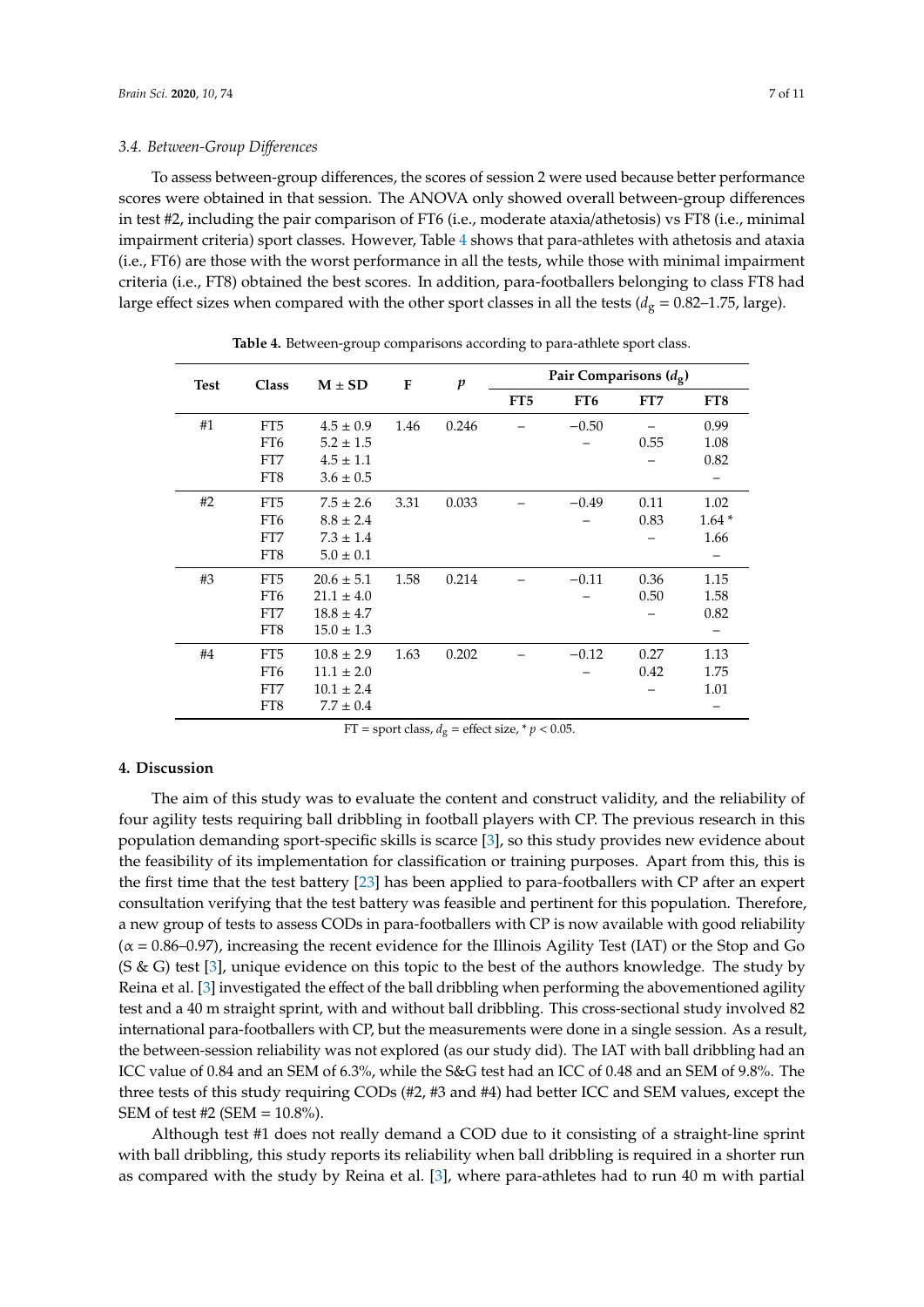### 3.4. Between-Group Differences

To assess between-group differences, the scores of session 2 were used because better performance scores were obtained in that session. The ANOVA only showed overall between-group differences in test #2, including the pair comparison of FT6 (i.e., moderate ataxia/athetosis) vs FT8 (i.e., minimal impairment criteria) sport classes. However, Table 4 shows that para-athletes with athetosis and ataxia (i.e., FT6) are those with the worst performance in all the tests, while those with minimal impairment criteria (i.e., FT8) obtained the best scores. In addition, para-footballers belonging to class FT8 had large effect sizes when compared with the other sport classes in all the tests ($d_g$ = 0.82–1.75, large).

**Table 4.** Between-group comparisons according to para-athlete sport class.

| Test | Class | M ± SD | F | $p$ | Pair Comparisons ($d_g$) | | | |
|---|---|---|---|---|---|---|---|---|
| | | | | | FT5 | FT6 | FT7 | FT8 |
| #1 | FT5 | 4.5 ± 0.9 | 1.46 | 0.246 | – | −0.50 | – | 0.99 |
| | FT6 | 5.2 ± 1.5 | | | | – | 0.55 | 1.08 |
| | FT7 | 4.5 ± 1.1 | | | | | – | 0.82 |
| | FT8 | 3.6 ± 0.5 | | | | | | – |
| #2 | FT5 | 7.5 ± 2.6 | 3.31 | 0.033 | – | −0.49 | 0.11 | 1.02 |
| | FT6 | 8.8 ± 2.4 | | | | – | 0.83 | 1.64 * |
| | FT7 | 7.3 ± 1.4 | | | | | – | 1.66 |
| | FT8 | 5.0 ± 0.1 | | | | | | – |
| #3 | FT5 | 20.6 ± 5.1 | 1.58 | 0.214 | – | −0.11 | 0.36 | 1.15 |
| | FT6 | 21.1 ± 4.0 | | | | – | 0.50 | 1.58 |
| | FT7 | 18.8 ± 4.7 | | | | | – | 0.82 |
| | FT8 | 15.0 ± 1.3 | | | | | | – |
| #4 | FT5 | 10.8 ± 2.9 | 1.63 | 0.202 | – | −0.12 | 0.27 | 1.13 |
| | FT6 | 11.1 ± 2.0 | | | | – | 0.42 | 1.75 |
| | FT7 | 10.1 ± 2.4 | | | | | – | 1.01 |
| | FT8 | 7.7 ± 0.4 | | | | | | – |

FT = sport class, $d_g$ = effect size, * $p < 0.05$.

## 4. Discussion

The aim of this study was to evaluate the content and construct validity, and the reliability of four agility tests requiring ball dribbling in football players with CP. The previous research in this population demanding sport-specific skills is scarce [3], so this study provides new evidence about the feasibility of its implementation for classification or training purposes. Apart from this, this is the first time that the test battery [23] has been applied to para-footballers with CP after an expert consultation verifying that the test battery was feasible and pertinent for this population. Therefore, a new group of tests to assess CODs in para-footballers with CP is now available with good reliability ($\alpha$ = 0.86–0.97), increasing the recent evidence for the Illinois Agility Test (IAT) or the Stop and Go (S & G) test [3], unique evidence on this topic to the best of the authors knowledge. The study by Reina et al. [3] investigated the effect of the ball dribbling when performing the abovementioned agility test and a 40 m straight sprint, with and without ball dribbling. This cross-sectional study involved 82 international para-footballers with CP, but the measurements were done in a single session. As a result, the between-session reliability was not explored (as our study did). The IAT with ball dribbling had an ICC value of 0.84 and an SEM of 6.3%, while the S&G test had an ICC of 0.48 and an SEM of 9.8%. The three tests of this study requiring CODs (#2, #3 and #4) had better ICC and SEM values, except the SEM of test #2 (SEM = 10.8%).

Although test #1 does not really demand a COD due to it consisting of a straight-line sprint with ball dribbling, this study reports its reliability when ball dribbling is required in a shorter run as compared with the study by Reina et al. [3], where para-athletes had to run 40 m with partial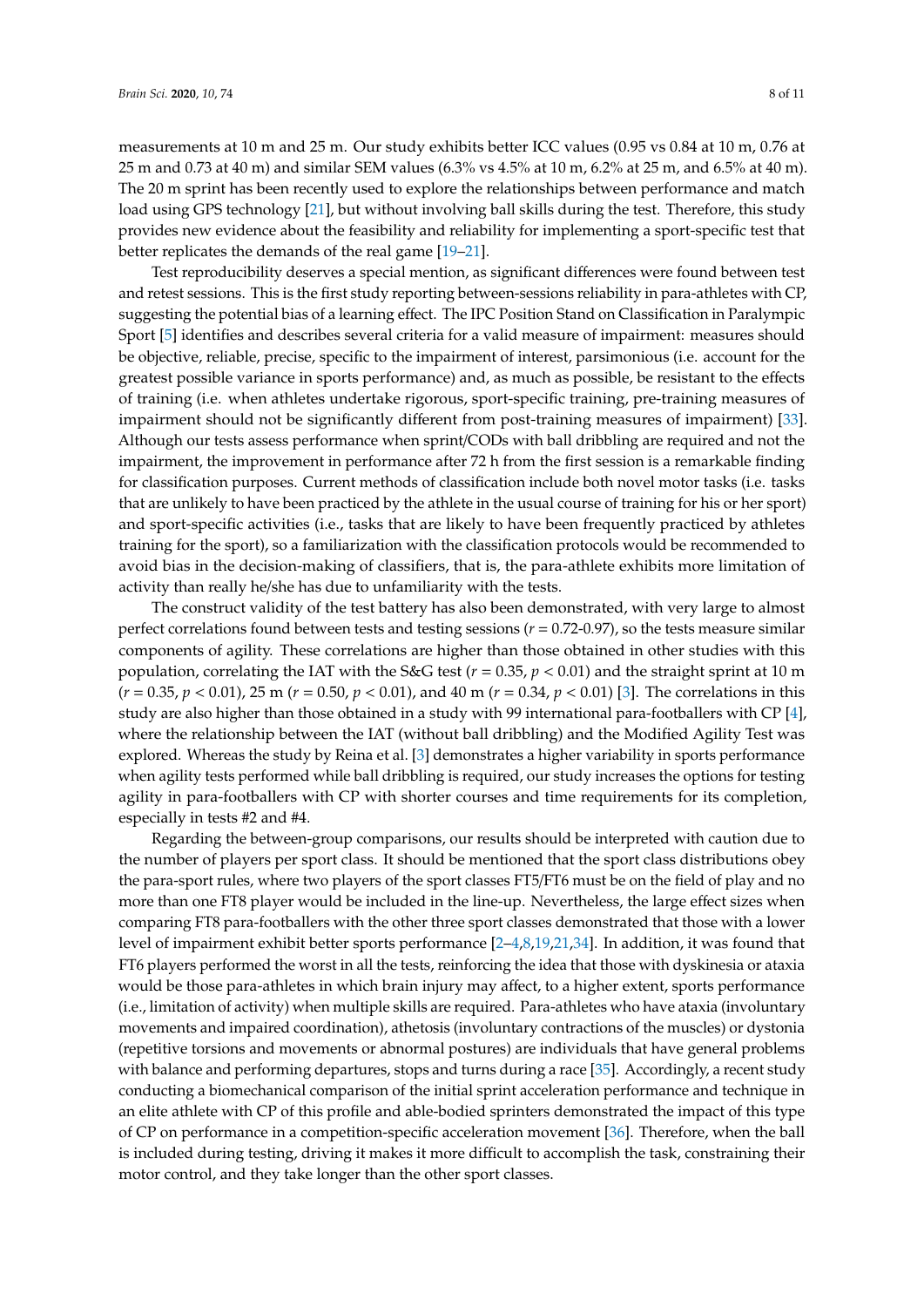measurements at 10 m and 25 m. Our study exhibits better ICC values (0.95 vs 0.84 at 10 m, 0.76 at 25 m and 0.73 at 40 m) and similar SEM values (6.3% vs 4.5% at 10 m, 6.2% at 25 m, and 6.5% at 40 m). The 20 m sprint has been recently used to explore the relationships between performance and match load using GPS technology [21], but without involving ball skills during the test. Therefore, this study provides new evidence about the feasibility and reliability for implementing a sport-specific test that better replicates the demands of the real game [19–21].

Test reproducibility deserves a special mention, as significant differences were found between test and retest sessions. This is the first study reporting between-sessions reliability in para-athletes with CP, suggesting the potential bias of a learning effect. The IPC Position Stand on Classification in Paralympic Sport [5] identifies and describes several criteria for a valid measure of impairment: measures should be objective, reliable, precise, specific to the impairment of interest, parsimonious (i.e. account for the greatest possible variance in sports performance) and, as much as possible, be resistant to the effects of training (i.e. when athletes undertake rigorous, sport-specific training, pre-training measures of impairment should not be significantly different from post-training measures of impairment) [33]. Although our tests assess performance when sprint/CODs with ball dribbling are required and not the impairment, the improvement in performance after 72 h from the first session is a remarkable finding for classification purposes. Current methods of classification include both novel motor tasks (i.e. tasks that are unlikely to have been practiced by the athlete in the usual course of training for his or her sport) and sport-specific activities (i.e., tasks that are likely to have been frequently practiced by athletes training for the sport), so a familiarization with the classification protocols would be recommended to avoid bias in the decision-making of classifiers, that is, the para-athlete exhibits more limitation of activity than really he/she has due to unfamiliarity with the tests.

The construct validity of the test battery has also been demonstrated, with very large to almost perfect correlations found between tests and testing sessions ($r$ = 0.72-0.97), so the tests measure similar components of agility. These correlations are higher than those obtained in other studies with this population, correlating the IAT with the S&G test ($r = 0.35$, $p < 0.01$) and the straight sprint at 10 m ($r = 0.35$, $p < 0.01$), 25 m ($r = 0.50$, $p < 0.01$), and 40 m ($r = 0.34$, $p < 0.01$) [3]. The correlations in this study are also higher than those obtained in a study with 99 international para-footballers with CP [4], where the relationship between the IAT (without ball dribbling) and the Modified Agility Test was explored. Whereas the study by Reina et al. [3] demonstrates a higher variability in sports performance when agility tests performed while ball dribbling is required, our study increases the options for testing agility in para-footballers with CP with shorter courses and time requirements for its completion, especially in tests #2 and #4.

Regarding the between-group comparisons, our results should be interpreted with caution due to the number of players per sport class. It should be mentioned that the sport class distributions obey the para-sport rules, where two players of the sport classes FT5/FT6 must be on the field of play and no more than one FT8 player would be included in the line-up. Nevertheless, the large effect sizes when comparing FT8 para-footballers with the other three sport classes demonstrated that those with a lower level of impairment exhibit better sports performance [2–4,8,19,21,34]. In addition, it was found that FT6 players performed the worst in all the tests, reinforcing the idea that those with dyskinesia or ataxia would be those para-athletes in which brain injury may affect, to a higher extent, sports performance (i.e., limitation of activity) when multiple skills are required. Para-athletes who have ataxia (involuntary movements and impaired coordination), athetosis (involuntary contractions of the muscles) or dystonia (repetitive torsions and movements or abnormal postures) are individuals that have general problems with balance and performing departures, stops and turns during a race [35]. Accordingly, a recent study conducting a biomechanical comparison of the initial sprint acceleration performance and technique in an elite athlete with CP of this profile and able-bodied sprinters demonstrated the impact of this type of CP on performance in a competition-specific acceleration movement [36]. Therefore, when the ball is included during testing, driving it makes it more difficult to accomplish the task, constraining their motor control, and they take longer than the other sport classes.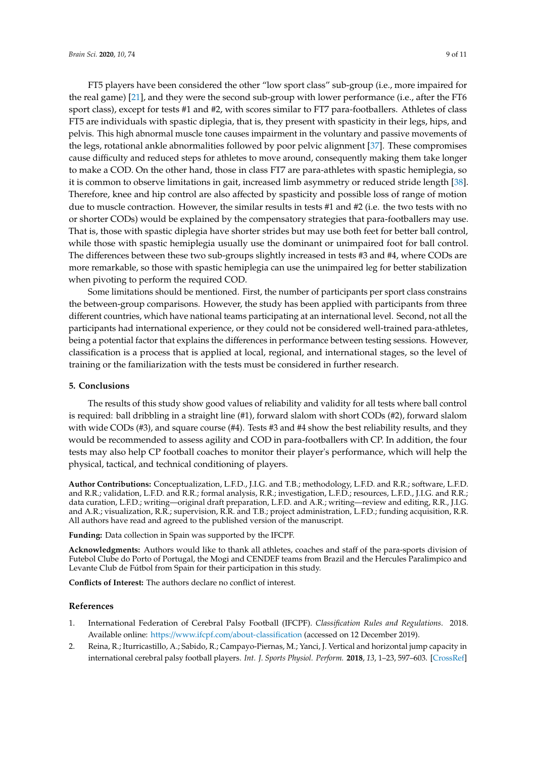FT5 players have been considered the other "low sport class" sub-group (i.e., more impaired for the real game) [21], and they were the second sub-group with lower performance (i.e., after the FT6 sport class), except for tests #1 and #2, with scores similar to FT7 para-footballers. Athletes of class FT5 are individuals with spastic diplegia, that is, they present with spasticity in their legs, hips, and pelvis. This high abnormal muscle tone causes impairment in the voluntary and passive movements of the legs, rotational ankle abnormalities followed by poor pelvic alignment [37]. These compromises cause difficulty and reduced steps for athletes to move around, consequently making them take longer to make a COD. On the other hand, those in class FT7 are para-athletes with spastic hemiplegia, so it is common to observe limitations in gait, increased limb asymmetry or reduced stride length [38]. Therefore, knee and hip control are also affected by spasticity and possible loss of range of motion due to muscle contraction. However, the similar results in tests #1 and #2 (i.e. the two tests with no or shorter CODs) would be explained by the compensatory strategies that para-footballers may use. That is, those with spastic diplegia have shorter strides but may use both feet for better ball control, while those with spastic hemiplegia usually use the dominant or unimpaired foot for ball control. The differences between these two sub-groups slightly increased in tests #3 and #4, where CODs are more remarkable, so those with spastic hemiplegia can use the unimpaired leg for better stabilization when pivoting to perform the required COD.

Some limitations should be mentioned. First, the number of participants per sport class constrains the between-group comparisons. However, the study has been applied with participants from three different countries, which have national teams participating at an international level. Second, not all the participants had international experience, or they could not be considered well-trained para-athletes, being a potential factor that explains the differences in performance between testing sessions. However, classification is a process that is applied at local, regional, and international stages, so the level of training or the familiarization with the tests must be considered in further research.

## 5. Conclusions

The results of this study show good values of reliability and validity for all tests where ball control is required: ball dribbling in a straight line (#1), forward slalom with short CODs (#2), forward slalom with wide CODs (#3), and square course (#4). Tests #3 and #4 show the best reliability results, and they would be recommended to assess agility and COD in para-footballers with CP. In addition, the four tests may also help CP football coaches to monitor their player's performance, which will help the physical, tactical, and technical conditioning of players.

**Author Contributions:** Conceptualization, L.F.D., J.I.G. and T.B.; methodology, L.F.D. and R.R.; software, L.F.D. and R.R.; validation, L.F.D. and R.R.; formal analysis, R.R.; investigation, L.F.D.; resources, L.F.D., J.I.G. and R.R.; data curation, L.F.D.; writing—original draft preparation, L.F.D. and A.R.; writing—review and editing, R.R., J.I.G. and A.R.; visualization, R.R.; supervision, R.R. and T.B.; project administration, L.F.D.; funding acquisition, R.R. All authors have read and agreed to the published version of the manuscript.

**Funding:** Data collection in Spain was supported by the IFCPF.

**Acknowledgments:** Authors would like to thank all athletes, coaches and staff of the para-sports division of Futebol Clube do Porto of Portugal, the Mogi and CENDEF teams from Brazil and the Hercules Paralimpico and Levante Club de Fútbol from Spain for their participation in this study.

**Conflicts of Interest:** The authors declare no conflict of interest.

## References

1. International Federation of Cerebral Palsy Football (IFCPF). *Classification Rules and Regulations*. 2018. Available online: https://www.ifcpf.com/about-classification (accessed on 12 December 2019).
2. Reina, R.; Iturricastillo, A.; Sabido, R.; Campayo-Piernas, M.; Yanci, J. Vertical and horizontal jump capacity in international cerebral palsy football players. *Int. J. Sports Physiol. Perform.* **2018**, *13*, 1–23, 597–603. [CrossRef]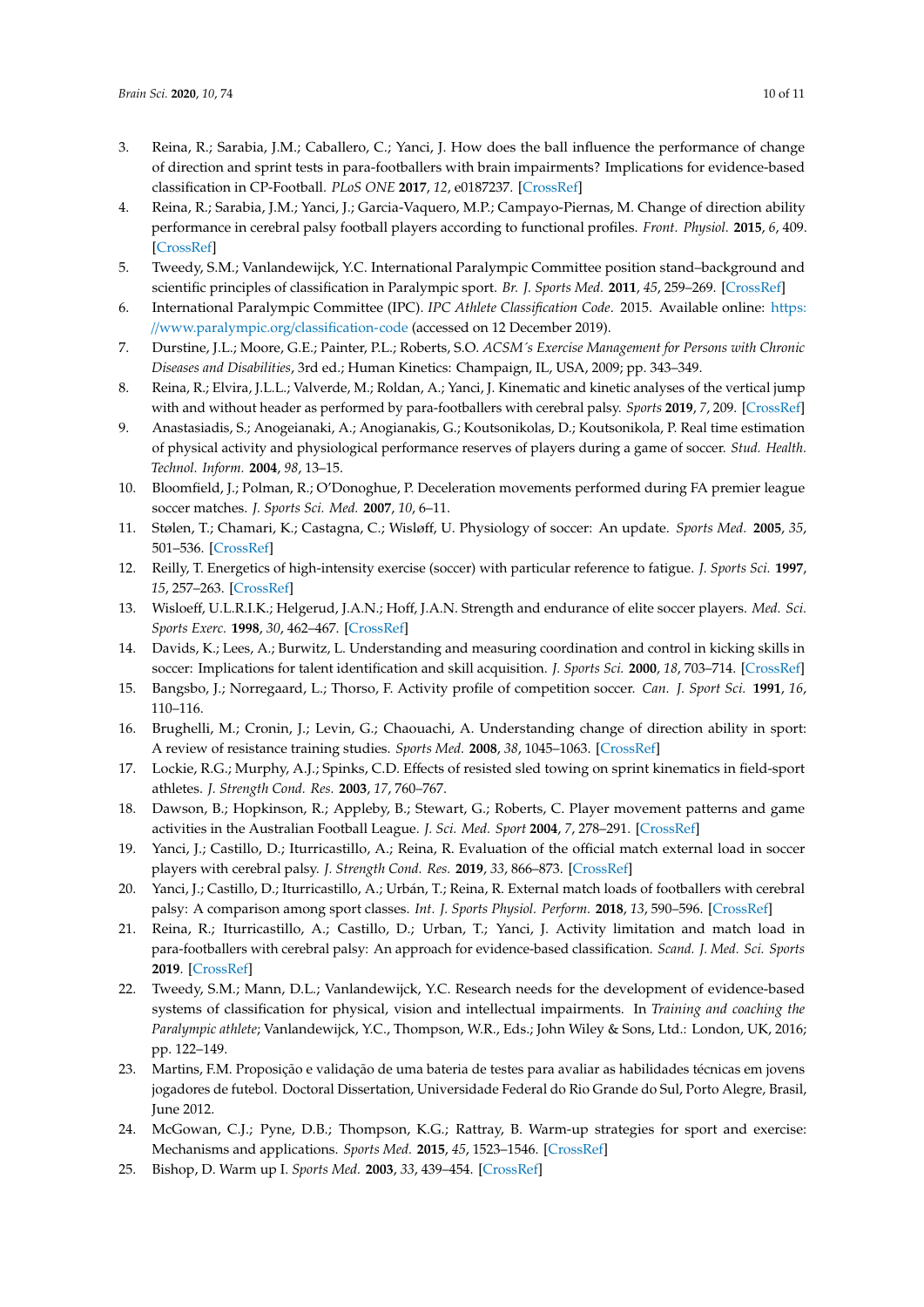3. Reina, R.; Sarabia, J.M.; Caballero, C.; Yanci, J. How does the ball influence the performance of change of direction and sprint tests in para-footballers with brain impairments? Implications for evidence-based classification in CP-Football. *PLoS ONE* **2017**, *12*, e0187237. [CrossRef]
4. Reina, R.; Sarabia, J.M.; Yanci, J.; Garcia-Vaquero, M.P.; Campayo-Piernas, M. Change of direction ability performance in cerebral palsy football players according to functional profiles. *Front. Physiol.* **2015**, *6*, 409. [CrossRef]
5. Tweedy, S.M.; Vanlandewijck, Y.C. International Paralympic Committee position stand–background and scientific principles of classification in Paralympic sport. *Br. J. Sports Med.* **2011**, *45*, 259–269. [CrossRef]
6. International Paralympic Committee (IPC). *IPC Athlete Classification Code*. 2015. Available online: https://www.paralympic.org/classification-code (accessed on 12 December 2019).
7. Durstine, J.L.; Moore, G.E.; Painter, P.L.; Roberts, S.O. *ACSM´s Exercise Management for Persons with Chronic Diseases and Disabilities*, 3rd ed.; Human Kinetics: Champaign, IL, USA, 2009; pp. 343–349.
8. Reina, R.; Elvira, J.L.L.; Valverde, M.; Roldan, A.; Yanci, J. Kinematic and kinetic analyses of the vertical jump with and without header as performed by para-footballers with cerebral palsy. *Sports* **2019**, *7*, 209. [CrossRef]
9. Anastasiadis, S.; Anogeianaki, A.; Anogianakis, G.; Koutsonikolas, D.; Koutsonikola, P. Real time estimation of physical activity and physiological performance reserves of players during a game of soccer. *Stud. Health. Technol. Inform.* **2004**, *98*, 13–15.
10. Bloomfield, J.; Polman, R.; O'Donoghue, P. Deceleration movements performed during FA premier league soccer matches. *J. Sports Sci. Med.* **2007**, *10*, 6–11.
11. Stølen, T.; Chamari, K.; Castagna, C.; Wisløff, U. Physiology of soccer: An update. *Sports Med.* **2005**, *35*, 501–536. [CrossRef]
12. Reilly, T. Energetics of high-intensity exercise (soccer) with particular reference to fatigue. *J. Sports Sci.* **1997**, *15*, 257–263. [CrossRef]
13. Wisloeff, U.L.R.I.K.; Helgerud, J.A.N.; Hoff, J.A.N. Strength and endurance of elite soccer players. *Med. Sci. Sports Exerc.* **1998**, *30*, 462–467. [CrossRef]
14. Davids, K.; Lees, A.; Burwitz, L. Understanding and measuring coordination and control in kicking skills in soccer: Implications for talent identification and skill acquisition. *J. Sports Sci.* **2000**, *18*, 703–714. [CrossRef]
15. Bangsbo, J.; Norregaard, L.; Thorso, F. Activity profile of competition soccer. *Can. J. Sport Sci.* **1991**, *16*, 110–116.
16. Brughelli, M.; Cronin, J.; Levin, G.; Chaouachi, A. Understanding change of direction ability in sport: A review of resistance training studies. *Sports Med.* **2008**, *38*, 1045–1063. [CrossRef]
17. Lockie, R.G.; Murphy, A.J.; Spinks, C.D. Effects of resisted sled towing on sprint kinematics in field-sport athletes. *J. Strength Cond. Res.* **2003**, *17*, 760–767.
18. Dawson, B.; Hopkinson, R.; Appleby, B.; Stewart, G.; Roberts, C. Player movement patterns and game activities in the Australian Football League. *J. Sci. Med. Sport* **2004**, *7*, 278–291. [CrossRef]
19. Yanci, J.; Castillo, D.; Iturricastillo, A.; Reina, R. Evaluation of the official match external load in soccer players with cerebral palsy. *J. Strength Cond. Res.* **2019**, *33*, 866–873. [CrossRef]
20. Yanci, J.; Castillo, D.; Iturricastillo, A.; Urbán, T.; Reina, R. External match loads of footballers with cerebral palsy: A comparison among sport classes. *Int. J. Sports Physiol. Perform.* **2018**, *13*, 590–596. [CrossRef]
21. Reina, R.; Iturricastillo, A.; Castillo, D.; Urban, T.; Yanci, J. Activity limitation and match load in para-footballers with cerebral palsy: An approach for evidence-based classification. *Scand. J. Med. Sci. Sports* **2019**. [CrossRef]
22. Tweedy, S.M.; Mann, D.L.; Vanlandewijck, Y.C. Research needs for the development of evidence-based systems of classification for physical, vision and intellectual impairments. In *Training and coaching the Paralympic athlete*; Vanlandewijck, Y.C., Thompson, W.R., Eds.; John Wiley & Sons, Ltd.: London, UK, 2016; pp. 122–149.
23. Martins, F.M. Proposição e validação de uma bateria de testes para avaliar as habilidades técnicas em jovens jogadores de futebol. Doctoral Dissertation, Universidade Federal do Rio Grande do Sul, Porto Alegre, Brasil, June 2012.
24. McGowan, C.J.; Pyne, D.B.; Thompson, K.G.; Rattray, B. Warm-up strategies for sport and exercise: Mechanisms and applications. *Sports Med.* **2015**, *45*, 1523–1546. [CrossRef]
25. Bishop, D. Warm up I. *Sports Med.* **2003**, *33*, 439–454. [CrossRef]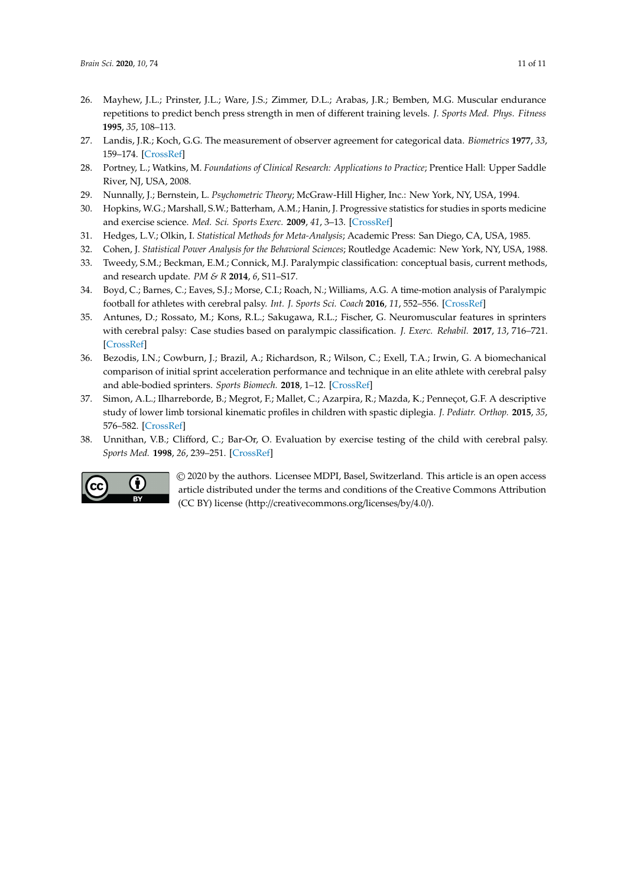26. Mayhew, J.L.; Prinster, J.L.; Ware, J.S.; Zimmer, D.L.; Arabas, J.R.; Bemben, M.G. Muscular endurance repetitions to predict bench press strength in men of different training levels. *J. Sports Med. Phys. Fitness* **1995**, *35*, 108–113.
27. Landis, J.R.; Koch, G.G. The measurement of observer agreement for categorical data. *Biometrics* **1977**, *33*, 159–174. [CrossRef]
28. Portney, L.; Watkins, M. *Foundations of Clinical Research: Applications to Practice*; Prentice Hall: Upper Saddle River, NJ, USA, 2008.
29. Nunnally, J.; Bernstein, L. *Psychometric Theory*; McGraw-Hill Higher, Inc.: New York, NY, USA, 1994.
30. Hopkins, W.G.; Marshall, S.W.; Batterham, A.M.; Hanin, J. Progressive statistics for studies in sports medicine and exercise science. *Med. Sci. Sports Exerc.* **2009**, *41*, 3–13. [CrossRef]
31. Hedges, L.V.; Olkin, I. *Statistical Methods for Meta-Analysis*; Academic Press: San Diego, CA, USA, 1985.
32. Cohen, J. *Statistical Power Analysis for the Behavioral Sciences*; Routledge Academic: New York, NY, USA, 1988.
33. Tweedy, S.M.; Beckman, E.M.; Connick, M.J. Paralympic classification: conceptual basis, current methods, and research update. *PM & R* **2014**, *6*, S11–S17.
34. Boyd, C.; Barnes, C.; Eaves, S.J.; Morse, C.I.; Roach, N.; Williams, A.G. A time-motion analysis of Paralympic football for athletes with cerebral palsy. *Int. J. Sports Sci. Coach* **2016**, *11*, 552–556. [CrossRef]
35. Antunes, D.; Rossato, M.; Kons, R.L.; Sakugawa, R.L.; Fischer, G. Neuromuscular features in sprinters with cerebral palsy: Case studies based on paralympic classification. *J. Exerc. Rehabil.* **2017**, *13*, 716–721. [CrossRef]
36. Bezodis, I.N.; Cowburn, J.; Brazil, A.; Richardson, R.; Wilson, C.; Exell, T.A.; Irwin, G. A biomechanical comparison of initial sprint acceleration performance and technique in an elite athlete with cerebral palsy and able-bodied sprinters. *Sports Biomech.* **2018**, 1–12. [CrossRef]
37. Simon, A.L.; Ilharreborde, B.; Megrot, F.; Mallet, C.; Azarpira, R.; Mazda, K.; Penneçot, G.F. A descriptive study of lower limb torsional kinematic profiles in children with spastic diplegia. *J. Pediatr. Orthop.* **2015**, *35*, 576–582. [CrossRef]
38. Unnithan, V.B.; Clifford, C.; Bar-Or, O. Evaluation by exercise testing of the child with cerebral palsy. *Sports Med.* **1998**, *26*, 239–251. [CrossRef]

© 2020 by the authors. Licensee MDPI, Basel, Switzerland. This article is an open access article distributed under the terms and conditions of the Creative Commons Attribution (CC BY) license (http://creativecommons.org/licenses/by/4.0/).